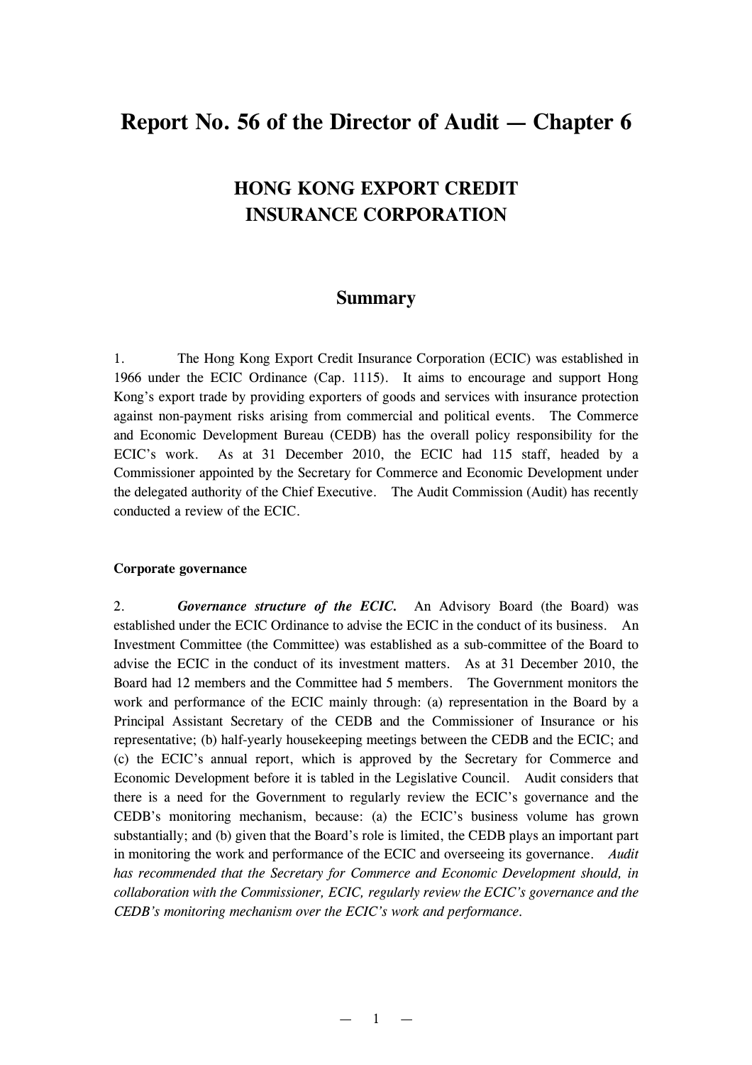# Report No. 56 of the Director of Audit — Chapter 6

## HONG KONG EXPORT CREDIT INSURANCE CORPORATION

### Summary

1. The Hong Kong Export Credit Insurance Corporation (ECIC) was established in 1966 under the ECIC Ordinance (Cap. 1115). It aims to encourage and support Hong Kong's export trade by providing exporters of goods and services with insurance protection against non-payment risks arising from commercial and political events. The Commerce and Economic Development Bureau (CEDB) has the overall policy responsibility for the ECIC's work. As at 31 December 2010, the ECIC had 115 staff, headed by a Commissioner appointed by the Secretary for Commerce and Economic Development under the delegated authority of the Chief Executive. The Audit Commission (Audit) has recently conducted a review of the ECIC.

**Corporate governance**

2. ***Governance structure of the ECIC.*** An Advisory Board (the Board) was established under the ECIC Ordinance to advise the ECIC in the conduct of its business. An Investment Committee (the Committee) was established as a sub-committee of the Board to advise the ECIC in the conduct of its investment matters. As at 31 December 2010, the Board had 12 members and the Committee had 5 members. The Government monitors the work and performance of the ECIC mainly through: (a) representation in the Board by a Principal Assistant Secretary of the CEDB and the Commissioner of Insurance or his representative; (b) half-yearly housekeeping meetings between the CEDB and the ECIC; and (c) the ECIC's annual report, which is approved by the Secretary for Commerce and Economic Development before it is tabled in the Legislative Council. Audit considers that there is a need for the Government to regularly review the ECIC's governance and the CEDB's monitoring mechanism, because: (a) the ECIC's business volume has grown substantially; and (b) given that the Board's role is limited, the CEDB plays an important part in monitoring the work and performance of the ECIC and overseeing its governance. *Audit has recommended that the Secretary for Commerce and Economic Development should, in collaboration with the Commissioner, ECIC, regularly review the ECIC's governance and the CEDB's monitoring mechanism over the ECIC's work and performance.*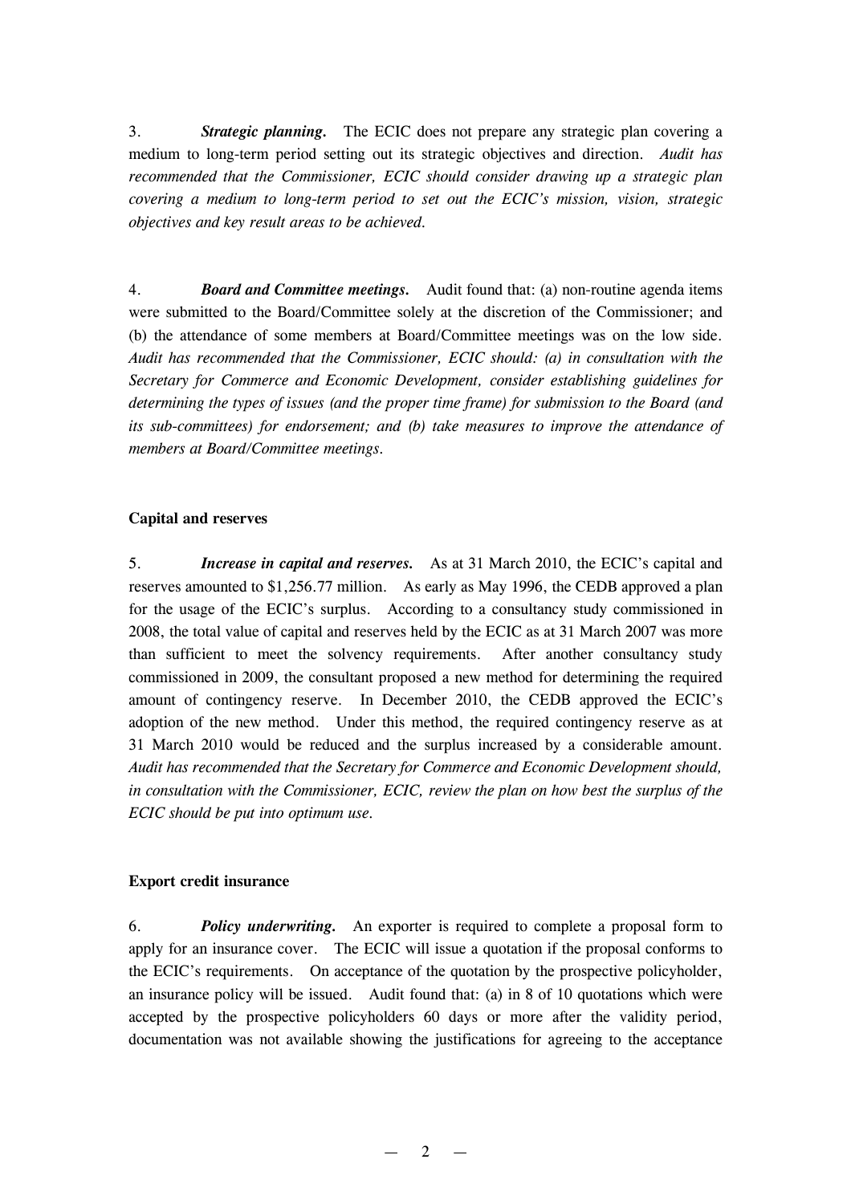3. ***Strategic planning.*** The ECIC does not prepare any strategic plan covering a medium to long-term period setting out its strategic objectives and direction. *Audit has recommended that the Commissioner, ECIC should consider drawing up a strategic plan covering a medium to long-term period to set out the ECIC's mission, vision, strategic objectives and key result areas to be achieved.*

4. ***Board and Committee meetings.*** Audit found that: (a) non-routine agenda items were submitted to the Board/Committee solely at the discretion of the Commissioner; and (b) the attendance of some members at Board/Committee meetings was on the low side. *Audit has recommended that the Commissioner, ECIC should: (a) in consultation with the Secretary for Commerce and Economic Development, consider establishing guidelines for determining the types of issues (and the proper time frame) for submission to the Board (and its sub-committees) for endorsement; and (b) take measures to improve the attendance of members at Board/Committee meetings.*

**Capital and reserves**

5. ***Increase in capital and reserves.*** As at 31 March 2010, the ECIC's capital and reserves amounted to $1,256.77 million. As early as May 1996, the CEDB approved a plan for the usage of the ECIC's surplus. According to a consultancy study commissioned in 2008, the total value of capital and reserves held by the ECIC as at 31 March 2007 was more than sufficient to meet the solvency requirements. After another consultancy study commissioned in 2009, the consultant proposed a new method for determining the required amount of contingency reserve. In December 2010, the CEDB approved the ECIC's adoption of the new method. Under this method, the required contingency reserve as at 31 March 2010 would be reduced and the surplus increased by a considerable amount. *Audit has recommended that the Secretary for Commerce and Economic Development should, in consultation with the Commissioner, ECIC, review the plan on how best the surplus of the ECIC should be put into optimum use.*

**Export credit insurance**

6. ***Policy underwriting.*** An exporter is required to complete a proposal form to apply for an insurance cover. The ECIC will issue a quotation if the proposal conforms to the ECIC's requirements. On acceptance of the quotation by the prospective policyholder, an insurance policy will be issued. Audit found that: (a) in 8 of 10 quotations which were accepted by the prospective policyholders 60 days or more after the validity period, documentation was not available showing the justifications for agreeing to the acceptance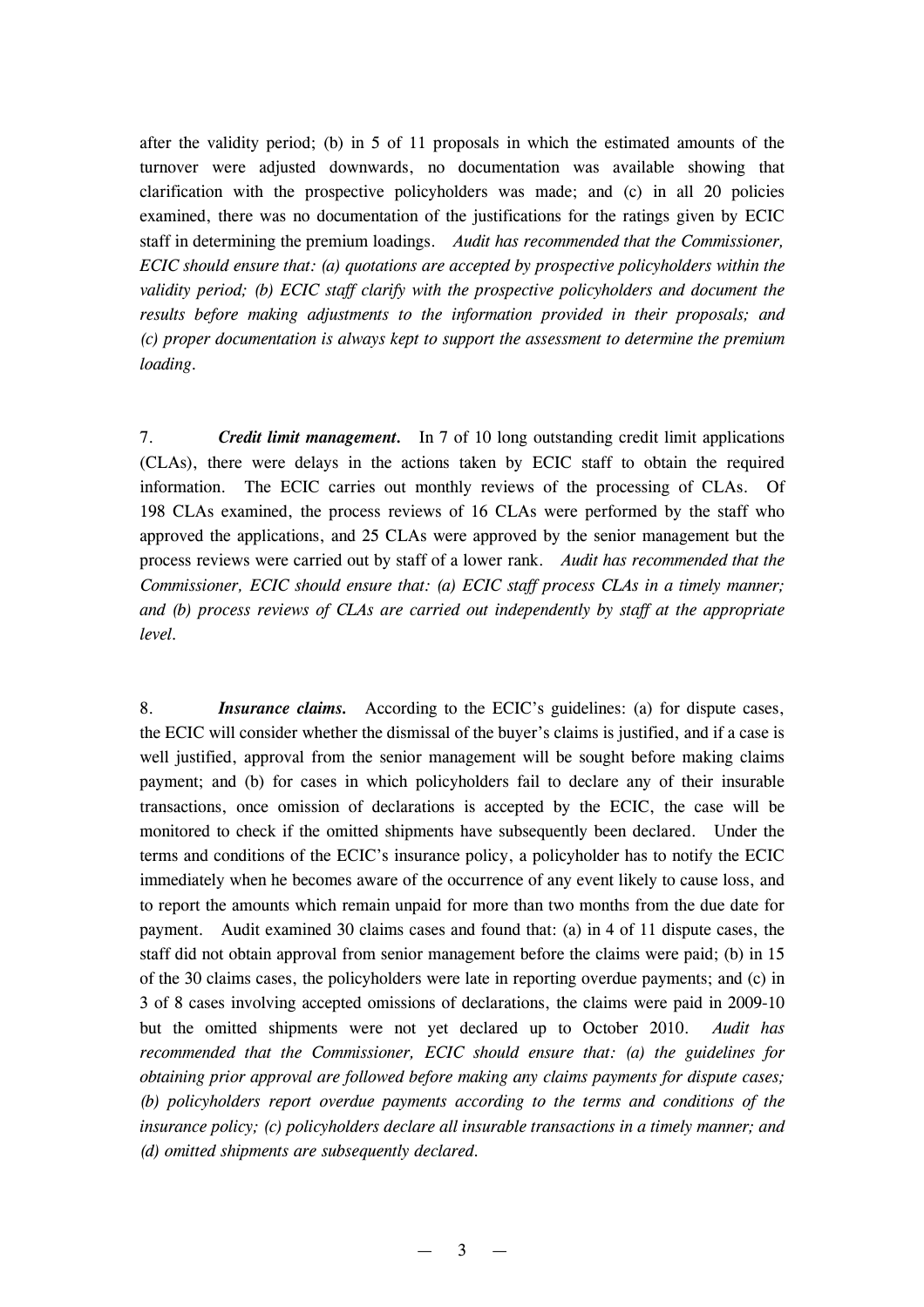after the validity period; (b) in 5 of 11 proposals in which the estimated amounts of the turnover were adjusted downwards, no documentation was available showing that clarification with the prospective policyholders was made; and (c) in all 20 policies examined, there was no documentation of the justifications for the ratings given by ECIC staff in determining the premium loadings. *Audit has recommended that the Commissioner, ECIC should ensure that: (a) quotations are accepted by prospective policyholders within the validity period; (b) ECIC staff clarify with the prospective policyholders and document the results before making adjustments to the information provided in their proposals; and (c) proper documentation is always kept to support the assessment to determine the premium loading.*

7. ***Credit limit management.*** In 7 of 10 long outstanding credit limit applications (CLAs), there were delays in the actions taken by ECIC staff to obtain the required information. The ECIC carries out monthly reviews of the processing of CLAs. Of 198 CLAs examined, the process reviews of 16 CLAs were performed by the staff who approved the applications, and 25 CLAs were approved by the senior management but the process reviews were carried out by staff of a lower rank. *Audit has recommended that the Commissioner, ECIC should ensure that: (a) ECIC staff process CLAs in a timely manner; and (b) process reviews of CLAs are carried out independently by staff at the appropriate level.*

8. ***Insurance claims.*** According to the ECIC's guidelines: (a) for dispute cases, the ECIC will consider whether the dismissal of the buyer's claims is justified, and if a case is well justified, approval from the senior management will be sought before making claims payment; and (b) for cases in which policyholders fail to declare any of their insurable transactions, once omission of declarations is accepted by the ECIC, the case will be monitored to check if the omitted shipments have subsequently been declared. Under the terms and conditions of the ECIC's insurance policy, a policyholder has to notify the ECIC immediately when he becomes aware of the occurrence of any event likely to cause loss, and to report the amounts which remain unpaid for more than two months from the due date for payment. Audit examined 30 claims cases and found that: (a) in 4 of 11 dispute cases, the staff did not obtain approval from senior management before the claims were paid; (b) in 15 of the 30 claims cases, the policyholders were late in reporting overdue payments; and (c) in 3 of 8 cases involving accepted omissions of declarations, the claims were paid in 2009-10 but the omitted shipments were not yet declared up to October 2010. *Audit has recommended that the Commissioner, ECIC should ensure that: (a) the guidelines for obtaining prior approval are followed before making any claims payments for dispute cases; (b) policyholders report overdue payments according to the terms and conditions of the insurance policy; (c) policyholders declare all insurable transactions in a timely manner; and (d) omitted shipments are subsequently declared.*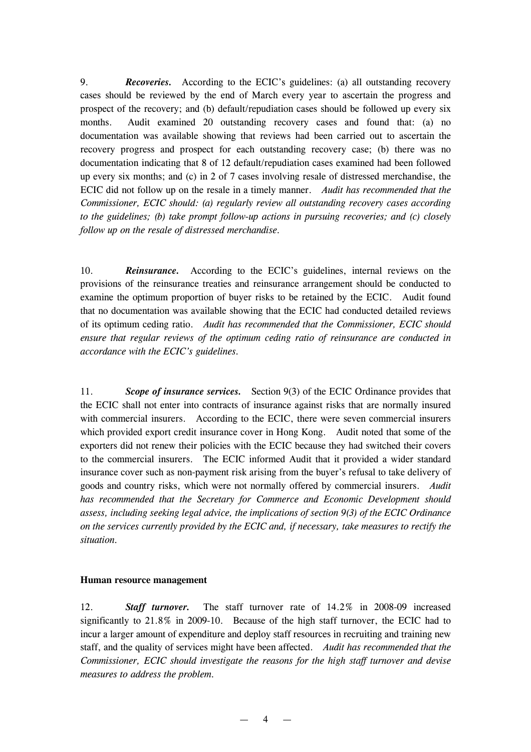9. ***Recoveries.*** According to the ECIC's guidelines: (a) all outstanding recovery cases should be reviewed by the end of March every year to ascertain the progress and prospect of the recovery; and (b) default/repudiation cases should be followed up every six months. Audit examined 20 outstanding recovery cases and found that: (a) no documentation was available showing that reviews had been carried out to ascertain the recovery progress and prospect for each outstanding recovery case; (b) there was no documentation indicating that 8 of 12 default/repudiation cases examined had been followed up every six months; and (c) in 2 of 7 cases involving resale of distressed merchandise, the ECIC did not follow up on the resale in a timely manner. *Audit has recommended that the Commissioner, ECIC should: (a) regularly review all outstanding recovery cases according to the guidelines; (b) take prompt follow-up actions in pursuing recoveries; and (c) closely follow up on the resale of distressed merchandise.*

10. ***Reinsurance.*** According to the ECIC's guidelines, internal reviews on the provisions of the reinsurance treaties and reinsurance arrangement should be conducted to examine the optimum proportion of buyer risks to be retained by the ECIC. Audit found that no documentation was available showing that the ECIC had conducted detailed reviews of its optimum ceding ratio. *Audit has recommended that the Commissioner, ECIC should ensure that regular reviews of the optimum ceding ratio of reinsurance are conducted in accordance with the ECIC's guidelines.*

11. ***Scope of insurance services.*** Section 9(3) of the ECIC Ordinance provides that the ECIC shall not enter into contracts of insurance against risks that are normally insured with commercial insurers. According to the ECIC, there were seven commercial insurers which provided export credit insurance cover in Hong Kong. Audit noted that some of the exporters did not renew their policies with the ECIC because they had switched their covers to the commercial insurers. The ECIC informed Audit that it provided a wider standard insurance cover such as non-payment risk arising from the buyer's refusal to take delivery of goods and country risks, which were not normally offered by commercial insurers. *Audit has recommended that the Secretary for Commerce and Economic Development should assess, including seeking legal advice, the implications of section 9(3) of the ECIC Ordinance on the services currently provided by the ECIC and, if necessary, take measures to rectify the situation.*

**Human resource management**

12. ***Staff turnover.*** The staff turnover rate of 14.2% in 2008-09 increased significantly to 21.8% in 2009-10. Because of the high staff turnover, the ECIC had to incur a larger amount of expenditure and deploy staff resources in recruiting and training new staff, and the quality of services might have been affected. *Audit has recommended that the Commissioner, ECIC should investigate the reasons for the high staff turnover and devise measures to address the problem.*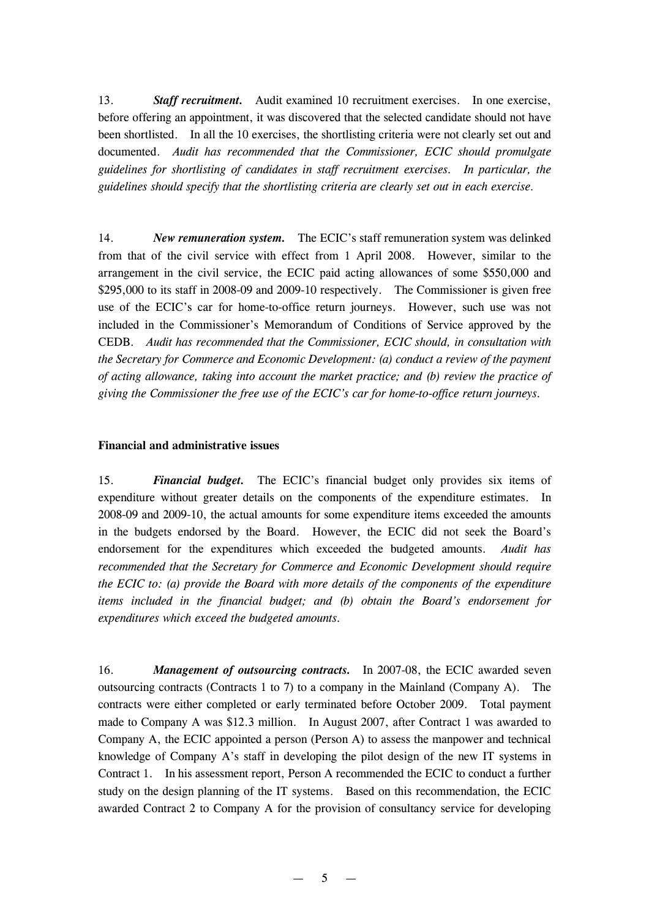13. ***Staff recruitment.*** Audit examined 10 recruitment exercises. In one exercise, before offering an appointment, it was discovered that the selected candidate should not have been shortlisted. In all the 10 exercises, the shortlisting criteria were not clearly set out and documented. *Audit has recommended that the Commissioner, ECIC should promulgate guidelines for shortlisting of candidates in staff recruitment exercises. In particular, the guidelines should specify that the shortlisting criteria are clearly set out in each exercise.*

14. ***New remuneration system.*** The ECIC's staff remuneration system was delinked from that of the civil service with effect from 1 April 2008. However, similar to the arrangement in the civil service, the ECIC paid acting allowances of some $550,000 and $295,000 to its staff in 2008-09 and 2009-10 respectively. The Commissioner is given free use of the ECIC's car for home-to-office return journeys. However, such use was not included in the Commissioner's Memorandum of Conditions of Service approved by the CEDB. *Audit has recommended that the Commissioner, ECIC should, in consultation with the Secretary for Commerce and Economic Development: (a) conduct a review of the payment of acting allowance, taking into account the market practice; and (b) review the practice of giving the Commissioner the free use of the ECIC's car for home-to-office return journeys.*

**Financial and administrative issues**

15. ***Financial budget.*** The ECIC's financial budget only provides six items of expenditure without greater details on the components of the expenditure estimates. In 2008-09 and 2009-10, the actual amounts for some expenditure items exceeded the amounts in the budgets endorsed by the Board. However, the ECIC did not seek the Board's endorsement for the expenditures which exceeded the budgeted amounts. *Audit has recommended that the Secretary for Commerce and Economic Development should require the ECIC to: (a) provide the Board with more details of the components of the expenditure items included in the financial budget; and (b) obtain the Board's endorsement for expenditures which exceed the budgeted amounts.*

16. ***Management of outsourcing contracts.*** In 2007-08, the ECIC awarded seven outsourcing contracts (Contracts 1 to 7) to a company in the Mainland (Company A). The contracts were either completed or early terminated before October 2009. Total payment made to Company A was $12.3 million. In August 2007, after Contract 1 was awarded to Company A, the ECIC appointed a person (Person A) to assess the manpower and technical knowledge of Company A's staff in developing the pilot design of the new IT systems in Contract 1. In his assessment report, Person A recommended the ECIC to conduct a further study on the design planning of the IT systems. Based on this recommendation, the ECIC awarded Contract 2 to Company A for the provision of consultancy service for developing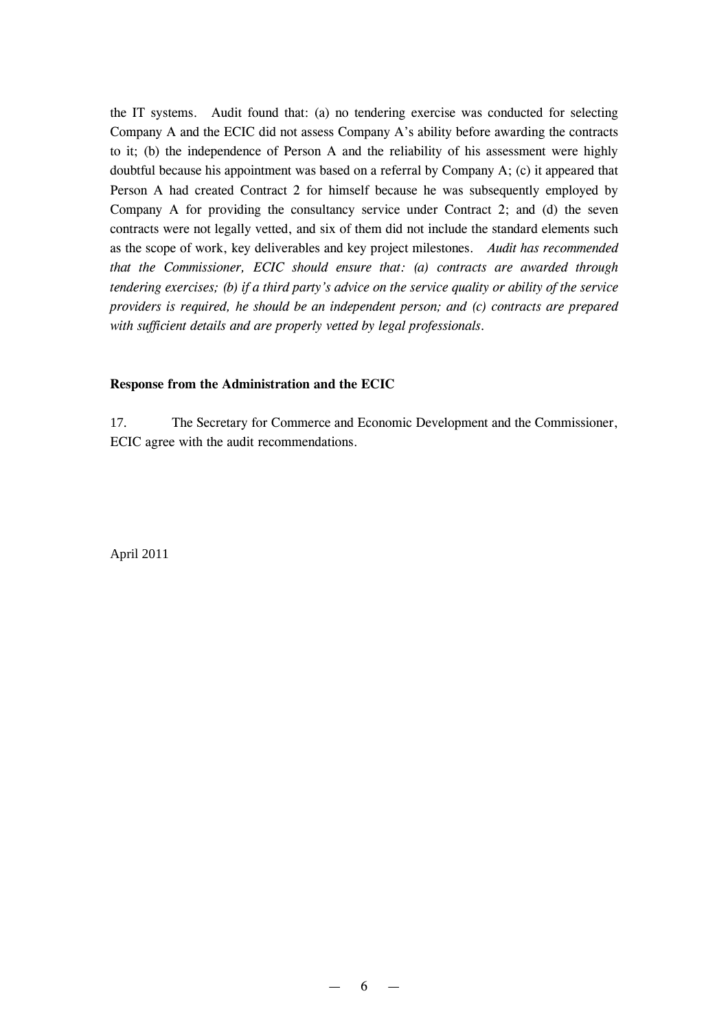the IT systems. Audit found that: (a) no tendering exercise was conducted for selecting Company A and the ECIC did not assess Company A's ability before awarding the contracts to it; (b) the independence of Person A and the reliability of his assessment were highly doubtful because his appointment was based on a referral by Company A; (c) it appeared that Person A had created Contract 2 for himself because he was subsequently employed by Company A for providing the consultancy service under Contract 2; and (d) the seven contracts were not legally vetted, and six of them did not include the standard elements such as the scope of work, key deliverables and key project milestones. *Audit has recommended that the Commissioner, ECIC should ensure that: (a) contracts are awarded through tendering exercises; (b) if a third party's advice on the service quality or ability of the service providers is required, he should be an independent person; and (c) contracts are prepared with sufficient details and are properly vetted by legal professionals.*

**Response from the Administration and the ECIC**

17. The Secretary for Commerce and Economic Development and the Commissioner, ECIC agree with the audit recommendations.

April 2011